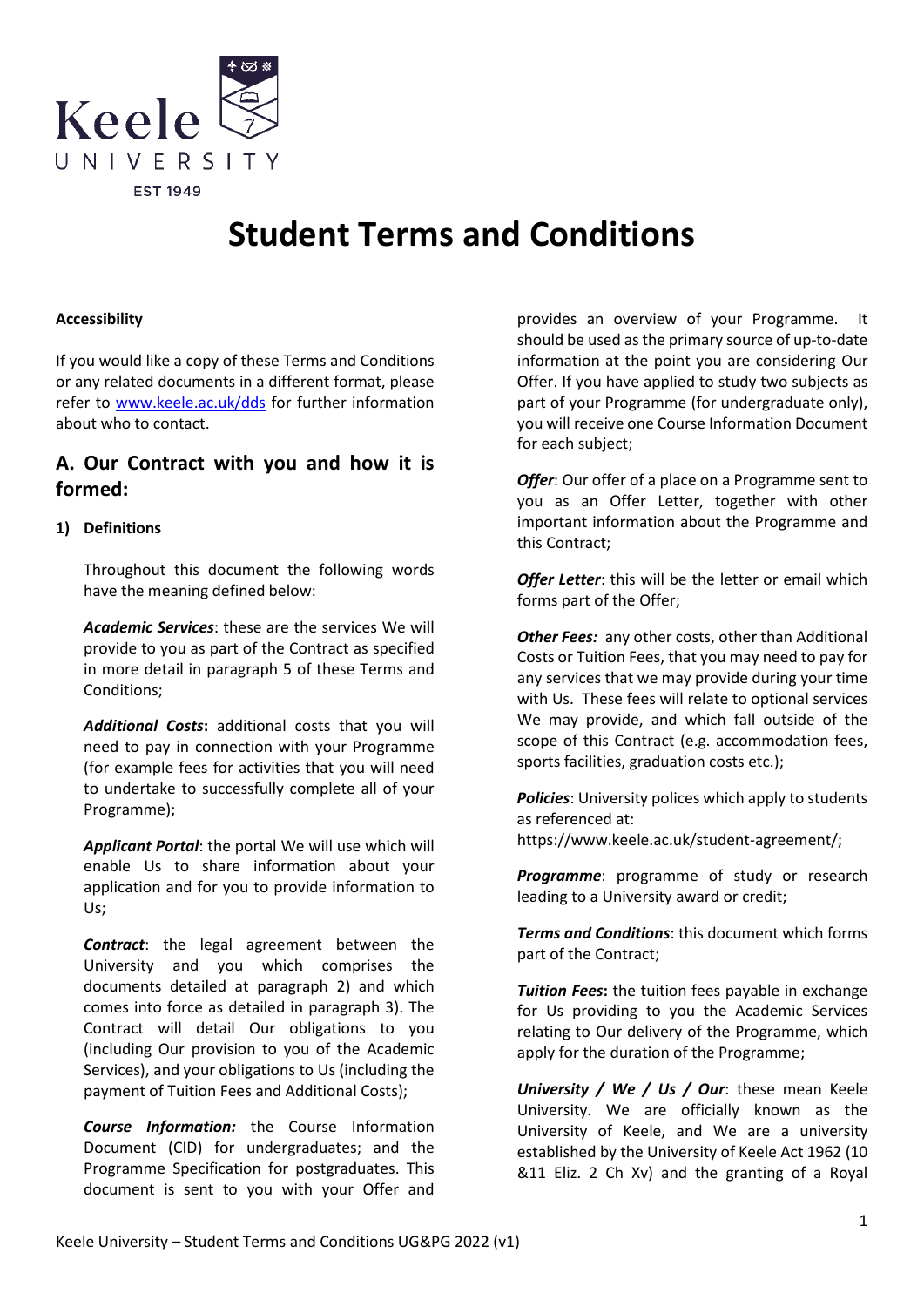# Student Terms and Conditions

**Accessibility**

If you would like a copy of these Terms and Conditions or any related documents in a different format, please refer to [www.keele.ac.uk/dds](www.keele.ac.uk/dds) for further information about who to contact.

## A. Our Contract with you and how it is formed:

### 1) Definitions

Throughout this document the following words have the meaning defined below:

***Academic Services***: these are the services We will provide to you as part of the Contract as specified in more detail in paragraph 5 of these Terms and Conditions;

***Additional Costs*****:** additional costs that you will need to pay in connection with your Programme (for example fees for activities that you will need to undertake to successfully complete all of your Programme);

***Applicant Portal***: the portal We will use which will enable Us to share information about your application and for you to provide information to Us;

***Contract***: the legal agreement between the University and you which comprises the documents detailed at paragraph 2) and which comes into force as detailed in paragraph 3). The Contract will detail Our obligations to you (including Our provision to you of the Academic Services), and your obligations to Us (including the payment of Tuition Fees and Additional Costs);

***Course Information:*** the Course Information Document (CID) for undergraduates; and the Programme Specification for postgraduates. This document is sent to you with your Offer and provides an overview of your Programme. It should be used as the primary source of up-to-date information at the point you are considering Our Offer. If you have applied to study two subjects as part of your Programme (for undergraduate only), you will receive one Course Information Document for each subject;

***Offer***: Our offer of a place on a Programme sent to you as an Offer Letter, together with other important information about the Programme and this Contract;

***Offer Letter***: this will be the letter or email which forms part of the Offer;

***Other Fees:*** any other costs, other than Additional Costs or Tuition Fees, that you may need to pay for any services that we may provide during your time with Us. These fees will relate to optional services We may provide, and which fall outside of the scope of this Contract (e.g. accommodation fees, sports facilities, graduation costs etc.);

***Policies***: University polices which apply to students as referenced at: https://www.keele.ac.uk/student-agreement/;

***Programme***: programme of study or research leading to a University award or credit;

***Terms and Conditions***: this document which forms part of the Contract;

***Tuition Fees*****:** the tuition fees payable in exchange for Us providing to you the Academic Services relating to Our delivery of the Programme, which apply for the duration of the Programme;

***University / We / Us / Our***: these mean Keele University. We are officially known as the University of Keele, and We are a university established by the University of Keele Act 1962 (10 &11 Eliz. 2 Ch Xv) and the granting of a Royal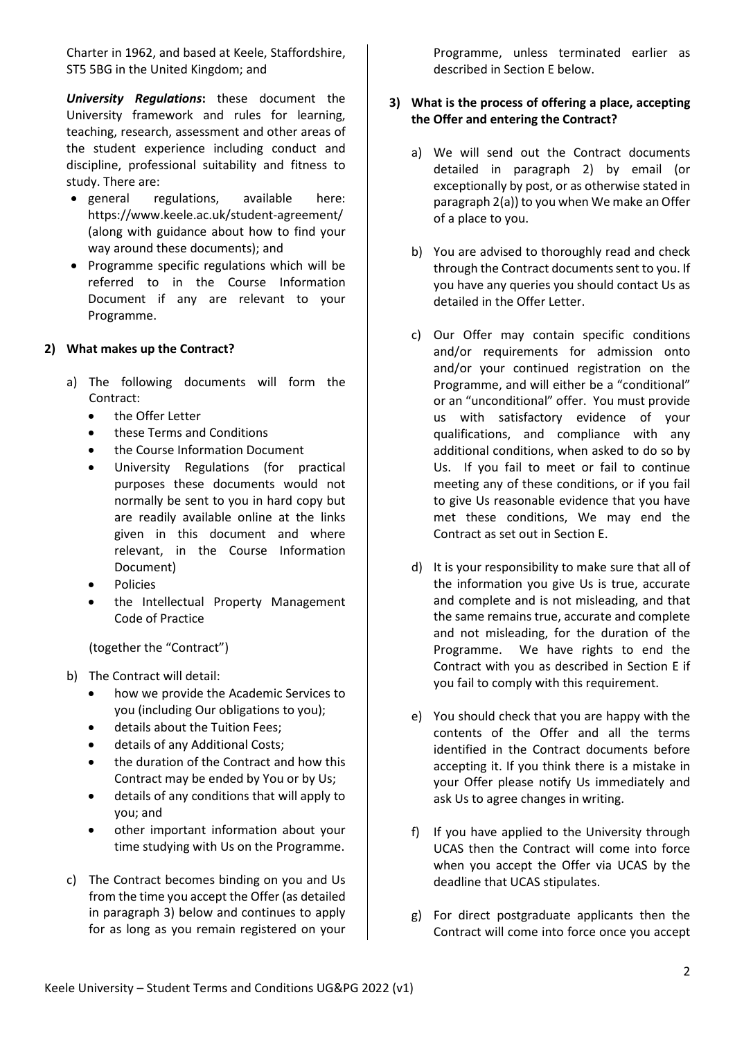Charter in 1962, and based at Keele, Staffordshire, ST5 5BG in the United Kingdom; and

***University Regulations*****:** these document the University framework and rules for learning, teaching, research, assessment and other areas of the student experience including conduct and discipline, professional suitability and fitness to study. There are:

- general regulations, available here: https://www.keele.ac.uk/student-agreement/ (along with guidance about how to find your way around these documents); and
- Programme specific regulations which will be referred to in the Course Information Document if any are relevant to your Programme.

**2) What makes up the Contract?**

a) The following documents will form the Contract:
   - the Offer Letter
   - these Terms and Conditions
   - the Course Information Document
   - University Regulations (for practical purposes these documents would not normally be sent to you in hard copy but are readily available online at the links given in this document and where relevant, in the Course Information Document)
   - Policies
   - the Intellectual Property Management Code of Practice

   (together the "Contract")

b) The Contract will detail:
   - how we provide the Academic Services to you (including Our obligations to you);
   - details about the Tuition Fees;
   - details of any Additional Costs;
   - the duration of the Contract and how this Contract may be ended by You or by Us;
   - details of any conditions that will apply to you; and
   - other important information about your time studying with Us on the Programme.

c) The Contract becomes binding on you and Us from the time you accept the Offer (as detailed in paragraph 3) below and continues to apply for as long as you remain registered on your Programme, unless terminated earlier as described in Section E below.

**3) What is the process of offering a place, accepting the Offer and entering the Contract?**

a) We will send out the Contract documents detailed in paragraph 2) by email (or exceptionally by post, or as otherwise stated in paragraph 2(a)) to you when We make an Offer of a place to you.

b) You are advised to thoroughly read and check through the Contract documents sent to you. If you have any queries you should contact Us as detailed in the Offer Letter.

c) Our Offer may contain specific conditions and/or requirements for admission onto and/or your continued registration on the Programme, and will either be a "conditional" or an "unconditional" offer. You must provide us with satisfactory evidence of your qualifications, and compliance with any additional conditions, when asked to do so by Us. If you fail to meet or fail to continue meeting any of these conditions, or if you fail to give Us reasonable evidence that you have met these conditions, We may end the Contract as set out in Section E.

d) It is your responsibility to make sure that all of the information you give Us is true, accurate and complete and is not misleading, and that the same remains true, accurate and complete and not misleading, for the duration of the Programme. We have rights to end the Contract with you as described in Section E if you fail to comply with this requirement.

e) You should check that you are happy with the contents of the Offer and all the terms identified in the Contract documents before accepting it. If you think there is a mistake in your Offer please notify Us immediately and ask Us to agree changes in writing.

f) If you have applied to the University through UCAS then the Contract will come into force when you accept the Offer via UCAS by the deadline that UCAS stipulates.

g) For direct postgraduate applicants then the Contract will come into force once you accept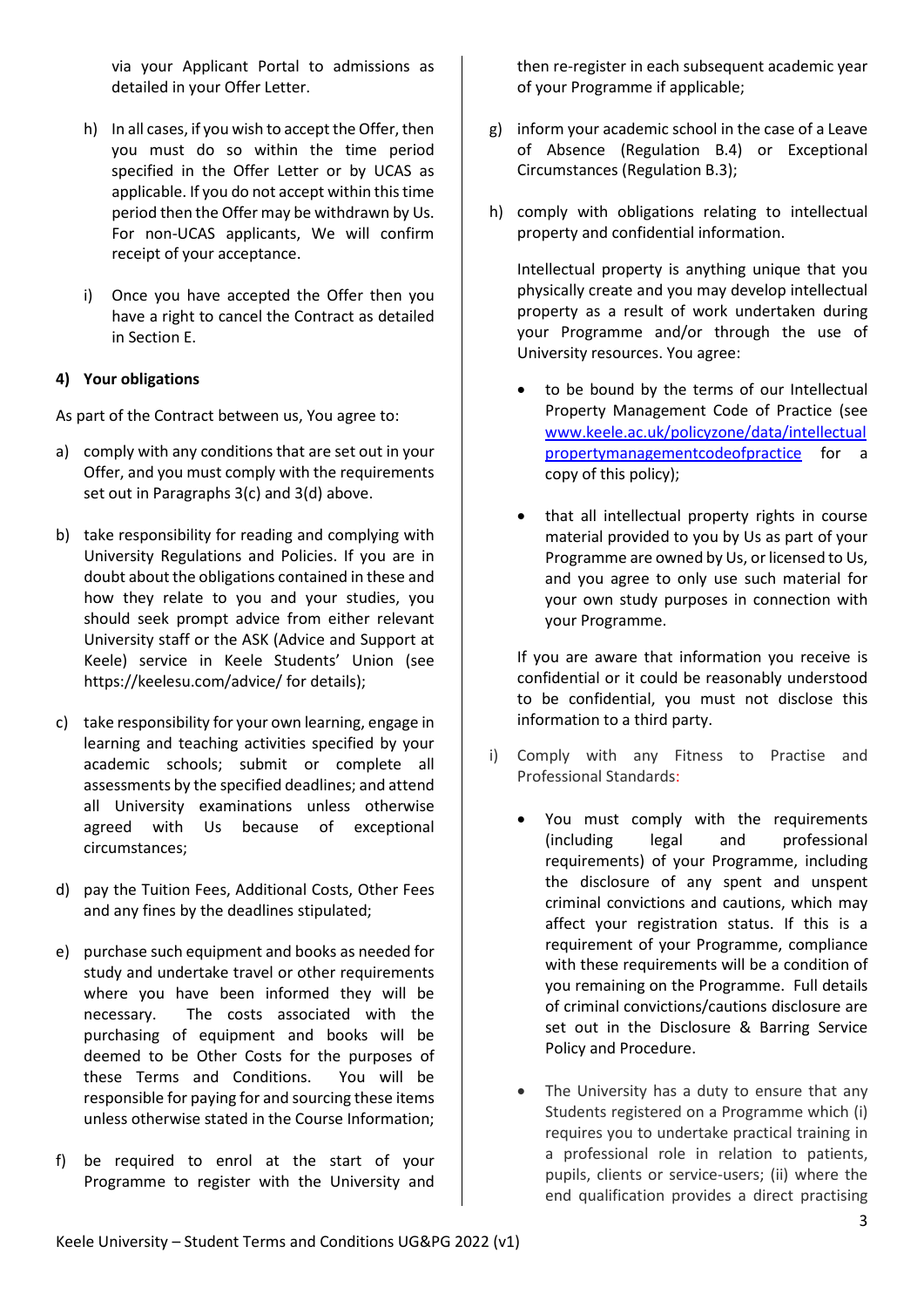via your Applicant Portal to admissions as detailed in your Offer Letter.

h) In all cases, if you wish to accept the Offer, then you must do so within the time period specified in the Offer Letter or by UCAS as applicable. If you do not accept within this time period then the Offer may be withdrawn by Us. For non-UCAS applicants, We will confirm receipt of your acceptance.

i) Once you have accepted the Offer then you have a right to cancel the Contract as detailed in Section E.

**4) Your obligations**

As part of the Contract between us, You agree to:

a) comply with any conditions that are set out in your Offer, and you must comply with the requirements set out in Paragraphs 3(c) and 3(d) above.

b) take responsibility for reading and complying with University Regulations and Policies. If you are in doubt about the obligations contained in these and how they relate to you and your studies, you should seek prompt advice from either relevant University staff or the ASK (Advice and Support at Keele) service in Keele Students' Union (see https://keelesu.com/advice/ for details);

c) take responsibility for your own learning, engage in learning and teaching activities specified by your academic schools; submit or complete all assessments by the specified deadlines; and attend all University examinations unless otherwise agreed with Us because of exceptional circumstances;

d) pay the Tuition Fees, Additional Costs, Other Fees and any fines by the deadlines stipulated;

e) purchase such equipment and books as needed for study and undertake travel or other requirements where you have been informed they will be necessary. The costs associated with the purchasing of equipment and books will be deemed to be Other Costs for the purposes of these Terms and Conditions. You will be responsible for paying for and sourcing these items unless otherwise stated in the Course Information;

f) be required to enrol at the start of your Programme to register with the University and then re-register in each subsequent academic year of your Programme if applicable;

g) inform your academic school in the case of a Leave of Absence (Regulation B.4) or Exceptional Circumstances (Regulation B.3);

h) comply with obligations relating to intellectual property and confidential information.

Intellectual property is anything unique that you physically create and you may develop intellectual property as a result of work undertaken during your Programme and/or through the use of University resources. You agree:

- to be bound by the terms of our Intellectual Property Management Code of Practice (see www.keele.ac.uk/policyzone/data/intellectualpropertymanagementcodeofpractice for a copy of this policy);
- that all intellectual property rights in course material provided to you by Us as part of your Programme are owned by Us, or licensed to Us, and you agree to only use such material for your own study purposes in connection with your Programme.

If you are aware that information you receive is confidential or it could be reasonably understood to be confidential, you must not disclose this information to a third party.

i) Comply with any Fitness to Practise and Professional Standards:

- You must comply with the requirements (including legal and professional requirements) of your Programme, including the disclosure of any spent and unspent criminal convictions and cautions, which may affect your registration status. If this is a requirement of your Programme, compliance with these requirements will be a condition of you remaining on the Programme. Full details of criminal convictions/cautions disclosure are set out in the Disclosure & Barring Service Policy and Procedure.
- The University has a duty to ensure that any Students registered on a Programme which (i) requires you to undertake practical training in a professional role in relation to patients, pupils, clients or service-users; (ii) where the end qualification provides a direct practising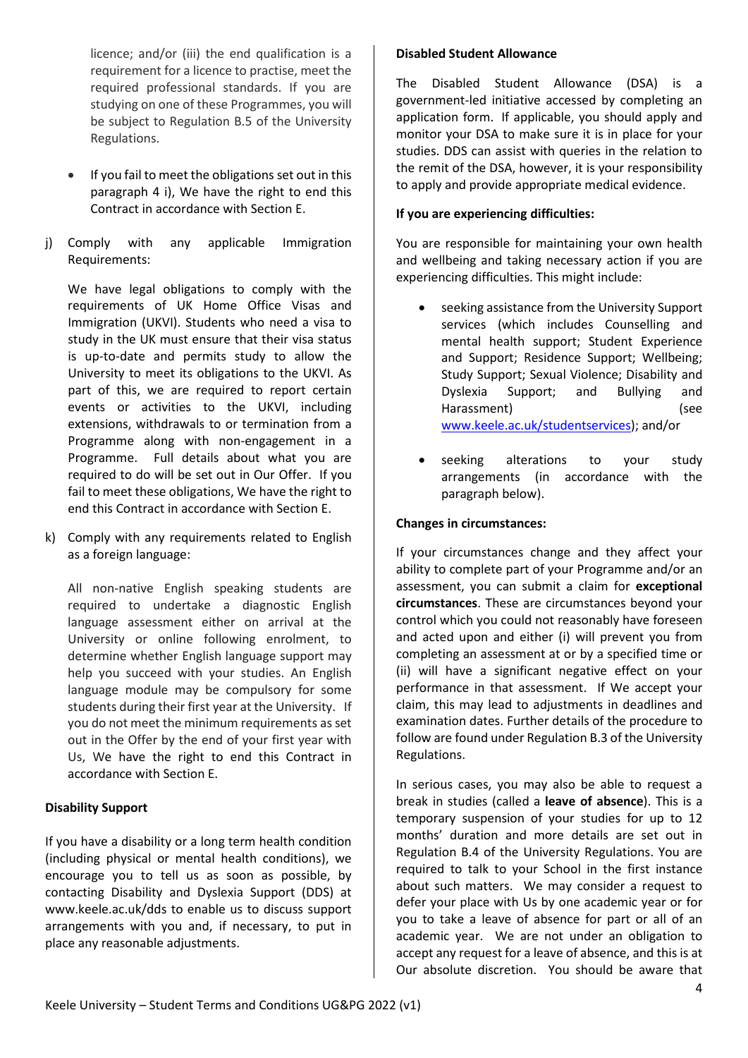licence; and/or (iii) the end qualification is a requirement for a licence to practise, meet the required professional standards. If you are studying on one of these Programmes, you will be subject to Regulation B.5 of the University Regulations.

- If you fail to meet the obligations set out in this paragraph 4 i), We have the right to end this Contract in accordance with Section E.

j) Comply with any applicable Immigration Requirements:

We have legal obligations to comply with the requirements of UK Home Office Visas and Immigration (UKVI). Students who need a visa to study in the UK must ensure that their visa status is up-to-date and permits study to allow the University to meet its obligations to the UKVI. As part of this, we are required to report certain events or activities to the UKVI, including extensions, withdrawals to or termination from a Programme along with non-engagement in a Programme. Full details about what you are required to do will be set out in Our Offer. If you fail to meet these obligations, We have the right to end this Contract in accordance with Section E.

k) Comply with any requirements related to English as a foreign language:

All non-native English speaking students are required to undertake a diagnostic English language assessment either on arrival at the University or online following enrolment, to determine whether English language support may help you succeed with your studies. An English language module may be compulsory for some students during their first year at the University. If you do not meet the minimum requirements as set out in the Offer by the end of your first year with Us, We have the right to end this Contract in accordance with Section E.

**Disability Support**

If you have a disability or a long term health condition (including physical or mental health conditions), we encourage you to tell us as soon as possible, by contacting Disability and Dyslexia Support (DDS) at www.keele.ac.uk/dds to enable us to discuss support arrangements with you and, if necessary, to put in place any reasonable adjustments.

**Disabled Student Allowance**

The Disabled Student Allowance (DSA) is a government-led initiative accessed by completing an application form. If applicable, you should apply and monitor your DSA to make sure it is in place for your studies. DDS can assist with queries in the relation to the remit of the DSA, however, it is your responsibility to apply and provide appropriate medical evidence.

**If you are experiencing difficulties:**

You are responsible for maintaining your own health and wellbeing and taking necessary action if you are experiencing difficulties. This might include:

- seeking assistance from the University Support services (which includes Counselling and mental health support; Student Experience and Support; Residence Support; Wellbeing; Study Support; Sexual Violence; Disability and Dyslexia Support; and Bullying and Harassment) (see www.keele.ac.uk/studentservices); and/or
- seeking alterations to your study arrangements (in accordance with the paragraph below).

**Changes in circumstances:**

If your circumstances change and they affect your ability to complete part of your Programme and/or an assessment, you can submit a claim for **exceptional circumstances**. These are circumstances beyond your control which you could not reasonably have foreseen and acted upon and either (i) will prevent you from completing an assessment at or by a specified time or (ii) will have a significant negative effect on your performance in that assessment. If We accept your claim, this may lead to adjustments in deadlines and examination dates. Further details of the procedure to follow are found under Regulation B.3 of the University Regulations.

In serious cases, you may also be able to request a break in studies (called a **leave of absence**). This is a temporary suspension of your studies for up to 12 months' duration and more details are set out in Regulation B.4 of the University Regulations. You are required to talk to your School in the first instance about such matters. We may consider a request to defer your place with Us by one academic year or for you to take a leave of absence for part or all of an academic year. We are not under an obligation to accept any request for a leave of absence, and this is at Our absolute discretion. You should be aware that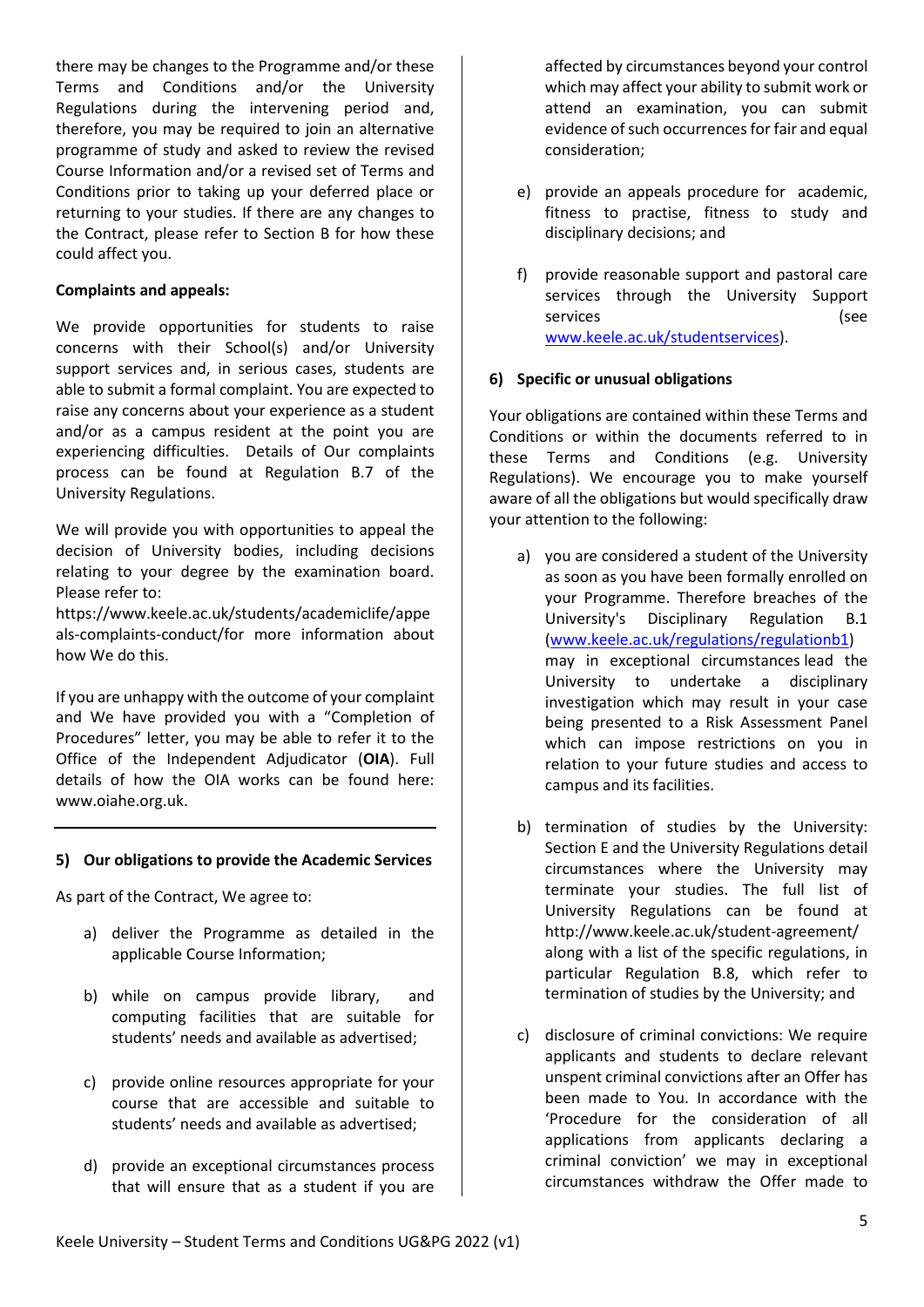there may be changes to the Programme and/or these Terms and Conditions and/or the University Regulations during the intervening period and, therefore, you may be required to join an alternative programme of study and asked to review the revised Course Information and/or a revised set of Terms and Conditions prior to taking up your deferred place or returning to your studies. If there are any changes to the Contract, please refer to Section B for how these could affect you.

**Complaints and appeals:**

We provide opportunities for students to raise concerns with their School(s) and/or University support services and, in serious cases, students are able to submit a formal complaint. You are expected to raise any concerns about your experience as a student and/or as a campus resident at the point you are experiencing difficulties. Details of Our complaints process can be found at Regulation B.7 of the University Regulations.

We will provide you with opportunities to appeal the decision of University bodies, including decisions relating to your degree by the examination board. Please refer to: https://www.keele.ac.uk/students/academiclife/appeals-complaints-conduct/for more information about how We do this.

If you are unhappy with the outcome of your complaint and We have provided you with a "Completion of Procedures" letter, you may be able to refer it to the Office of the Independent Adjudicator (**OIA**). Full details of how the OIA works can be found here: www.oiahe.org.uk.

---

**5) Our obligations to provide the Academic Services**

As part of the Contract, We agree to:

a) deliver the Programme as detailed in the applicable Course Information;

b) while on campus provide library, and computing facilities that are suitable for students' needs and available as advertised;

c) provide online resources appropriate for your course that are accessible and suitable to students' needs and available as advertised;

d) provide an exceptional circumstances process that will ensure that as a student if you are affected by circumstances beyond your control which may affect your ability to submit work or attend an examination, you can submit evidence of such occurrences for fair and equal consideration;

e) provide an appeals procedure for academic, fitness to practise, fitness to study and disciplinary decisions; and

f) provide reasonable support and pastoral care services through the University Support services (see www.keele.ac.uk/studentservices).

**6) Specific or unusual obligations**

Your obligations are contained within these Terms and Conditions or within the documents referred to in these Terms and Conditions (e.g. University Regulations). We encourage you to make yourself aware of all the obligations but would specifically draw your attention to the following:

a) you are considered a student of the University as soon as you have been formally enrolled on your Programme. Therefore breaches of the University's Disciplinary Regulation B.1 (www.keele.ac.uk/regulations/regulationb1) may in exceptional circumstances lead the University to undertake a disciplinary investigation which may result in your case being presented to a Risk Assessment Panel which can impose restrictions on you in relation to your future studies and access to campus and its facilities.

b) termination of studies by the University: Section E and the University Regulations detail circumstances where the University may terminate your studies. The full list of University Regulations can be found at http://www.keele.ac.uk/student-agreement/ along with a list of the specific regulations, in particular Regulation B.8, which refer to termination of studies by the University; and

c) disclosure of criminal convictions: We require applicants and students to declare relevant unspent criminal convictions after an Offer has been made to You. In accordance with the 'Procedure for the consideration of all applications from applicants declaring a criminal conviction' we may in exceptional circumstances withdraw the Offer made to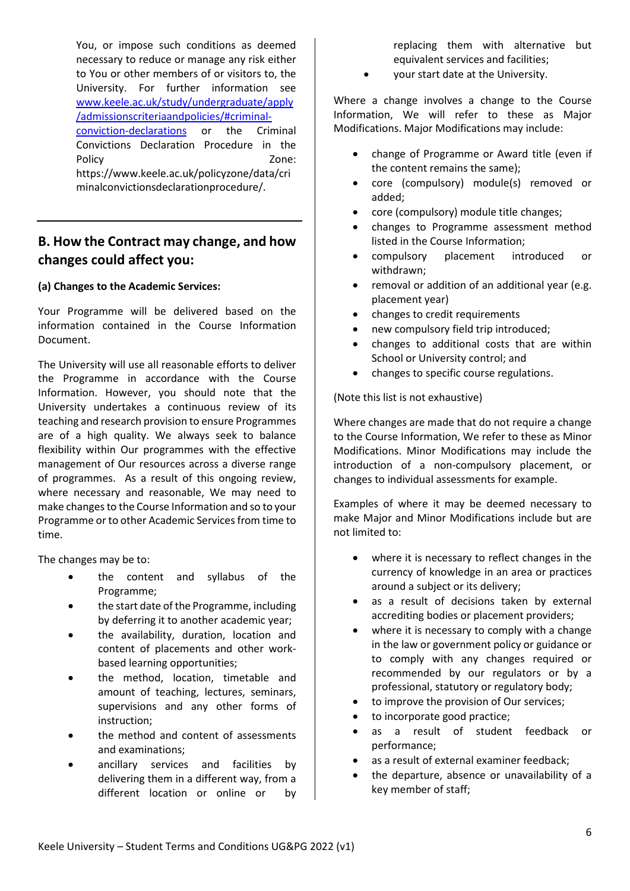You, or impose such conditions as deemed necessary to reduce or manage any risk either to You or other members of or visitors to, the University. For further information see [www.keele.ac.uk/study/undergraduate/apply/admissionscriteriaandpolicies/#criminal-conviction-declarations](www.keele.ac.uk/study/undergraduate/apply/admissionscriteriaandpolicies/#criminal-conviction-declarations) or the Criminal Convictions Declaration Procedure in the Policy Zone: https://www.keele.ac.uk/policyzone/data/criminalconvictionsdeclarationprocedure/.

## B. How the Contract may change, and how changes could affect you:

**(a) Changes to the Academic Services:**

Your Programme will be delivered based on the information contained in the Course Information Document.

The University will use all reasonable efforts to deliver the Programme in accordance with the Course Information. However, you should note that the University undertakes a continuous review of its teaching and research provision to ensure Programmes are of a high quality. We always seek to balance flexibility within Our programmes with the effective management of Our resources across a diverse range of programmes. As a result of this ongoing review, where necessary and reasonable, We may need to make changes to the Course Information and so to your Programme or to other Academic Services from time to time.

The changes may be to:

- the content and syllabus of the Programme;
- the start date of the Programme, including by deferring it to another academic year;
- the availability, duration, location and content of placements and other work-based learning opportunities;
- the method, location, timetable and amount of teaching, lectures, seminars, supervisions and any other forms of instruction;
- the method and content of assessments and examinations;
- ancillary services and facilities by delivering them in a different way, from a different location or online or by replacing them with alternative but equivalent services and facilities;
- your start date at the University.

Where a change involves a change to the Course Information, We will refer to these as Major Modifications. Major Modifications may include:

- change of Programme or Award title (even if the content remains the same);
- core (compulsory) module(s) removed or added;
- core (compulsory) module title changes;
- changes to Programme assessment method listed in the Course Information;
- compulsory placement introduced or withdrawn;
- removal or addition of an additional year (e.g. placement year)
- changes to credit requirements
- new compulsory field trip introduced;
- changes to additional costs that are within School or University control; and
- changes to specific course regulations.

(Note this list is not exhaustive)

Where changes are made that do not require a change to the Course Information, We refer to these as Minor Modifications. Minor Modifications may include the introduction of a non-compulsory placement, or changes to individual assessments for example.

Examples of where it may be deemed necessary to make Major and Minor Modifications include but are not limited to:

- where it is necessary to reflect changes in the currency of knowledge in an area or practices around a subject or its delivery;
- as a result of decisions taken by external accrediting bodies or placement providers;
- where it is necessary to comply with a change in the law or government policy or guidance or to comply with any changes required or recommended by our regulators or by a professional, statutory or regulatory body;
- to improve the provision of Our services;
- to incorporate good practice;
- as a result of student feedback or performance;
- as a result of external examiner feedback;
- the departure, absence or unavailability of a key member of staff;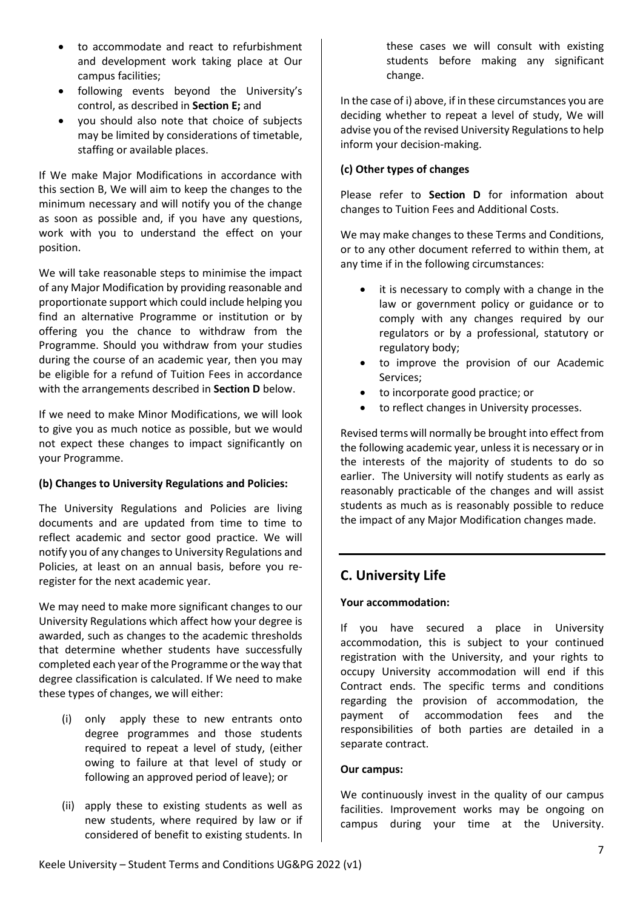- to accommodate and react to refurbishment and development work taking place at Our campus facilities;
- following events beyond the University's control, as described in **Section E;** and
- you should also note that choice of subjects may be limited by considerations of timetable, staffing or available places.

If We make Major Modifications in accordance with this section B, We will aim to keep the changes to the minimum necessary and will notify you of the change as soon as possible and, if you have any questions, work with you to understand the effect on your position.

We will take reasonable steps to minimise the impact of any Major Modification by providing reasonable and proportionate support which could include helping you find an alternative Programme or institution or by offering you the chance to withdraw from the Programme. Should you withdraw from your studies during the course of an academic year, then you may be eligible for a refund of Tuition Fees in accordance with the arrangements described in **Section D** below.

If we need to make Minor Modifications, we will look to give you as much notice as possible, but we would not expect these changes to impact significantly on your Programme.

**(b) Changes to University Regulations and Policies:**

The University Regulations and Policies are living documents and are updated from time to time to reflect academic and sector good practice. We will notify you of any changes to University Regulations and Policies, at least on an annual basis, before you re-register for the next academic year.

We may need to make more significant changes to our University Regulations which affect how your degree is awarded, such as changes to the academic thresholds that determine whether students have successfully completed each year of the Programme or the way that degree classification is calculated. If We need to make these types of changes, we will either:

(i) only apply these to new entrants onto degree programmes and those students required to repeat a level of study, (either owing to failure at that level of study or following an approved period of leave); or

(ii) apply these to existing students as well as new students, where required by law or if considered of benefit to existing students. In these cases we will consult with existing students before making any significant change.

In the case of i) above, if in these circumstances you are deciding whether to repeat a level of study, We will advise you of the revised University Regulations to help inform your decision-making.

**(c) Other types of changes**

Please refer to **Section D** for information about changes to Tuition Fees and Additional Costs.

We may make changes to these Terms and Conditions, or to any other document referred to within them, at any time if in the following circumstances:

- it is necessary to comply with a change in the law or government policy or guidance or to comply with any changes required by our regulators or by a professional, statutory or regulatory body;
- to improve the provision of our Academic Services;
- to incorporate good practice; or
- to reflect changes in University processes.

Revised terms will normally be brought into effect from the following academic year, unless it is necessary or in the interests of the majority of students to do so earlier. The University will notify students as early as reasonably practicable of the changes and will assist students as much as is reasonably possible to reduce the impact of any Major Modification changes made.

## C. University Life

**Your accommodation:**

If you have secured a place in University accommodation, this is subject to your continued registration with the University, and your rights to occupy University accommodation will end if this Contract ends. The specific terms and conditions regarding the provision of accommodation, the payment of accommodation fees and the responsibilities of both parties are detailed in a separate contract.

**Our campus:**

We continuously invest in the quality of our campus facilities. Improvement works may be ongoing on campus during your time at the University.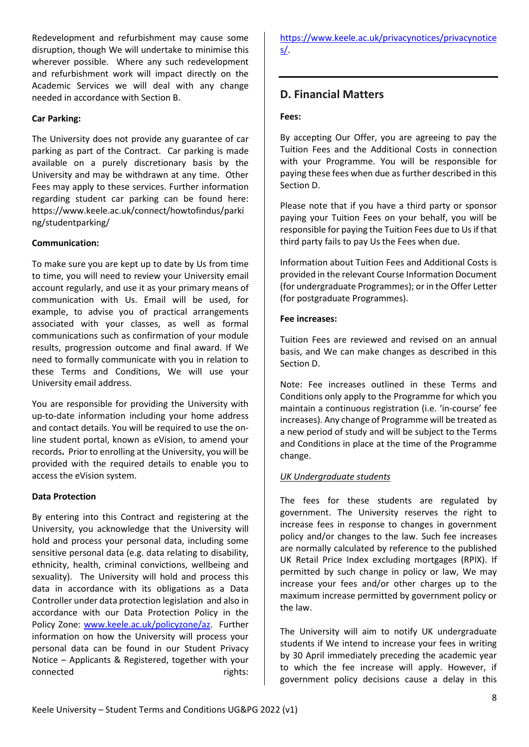Redevelopment and refurbishment may cause some disruption, though We will undertake to minimise this wherever possible. Where any such redevelopment and refurbishment work will impact directly on the Academic Services we will deal with any change needed in accordance with Section B.

**Car Parking:**

The University does not provide any guarantee of car parking as part of the Contract. Car parking is made available on a purely discretionary basis by the University and may be withdrawn at any time. Other Fees may apply to these services. Further information regarding student car parking can be found here: https://www.keele.ac.uk/connect/howtofindus/parking/studentparking/

**Communication:**

To make sure you are kept up to date by Us from time to time, you will need to review your University email account regularly, and use it as your primary means of communication with Us. Email will be used, for example, to advise you of practical arrangements associated with your classes, as well as formal communications such as confirmation of your module results, progression outcome and final award. If We need to formally communicate with you in relation to these Terms and Conditions, We will use your University email address.

You are responsible for providing the University with up-to-date information including your home address and contact details. You will be required to use the on-line student portal, known as eVision, to amend your records. Prior to enrolling at the University, you will be provided with the required details to enable you to access the eVision system.

**Data Protection**

By entering into this Contract and registering at the University, you acknowledge that the University will hold and process your personal data, including some sensitive personal data (e.g. data relating to disability, ethnicity, health, criminal convictions, wellbeing and sexuality). The University will hold and process this data in accordance with its obligations as a Data Controller under data protection legislation and also in accordance with our Data Protection Policy in the Policy Zone: www.keele.ac.uk/policyzone/az. Further information on how the University will process your personal data can be found in our Student Privacy Notice – Applicants & Registered, together with your connected rights: https://www.keele.ac.uk/privacynotices/privacynotices/.

## D. Financial Matters

**Fees:**

By accepting Our Offer, you are agreeing to pay the Tuition Fees and the Additional Costs in connection with your Programme. You will be responsible for paying these fees when due as further described in this Section D.

Please note that if you have a third party or sponsor paying your Tuition Fees on your behalf, you will be responsible for paying the Tuition Fees due to Us if that third party fails to pay Us the Fees when due.

Information about Tuition Fees and Additional Costs is provided in the relevant Course Information Document (for undergraduate Programmes); or in the Offer Letter (for postgraduate Programmes).

**Fee increases:**

Tuition Fees are reviewed and revised on an annual basis, and We can make changes as described in this Section D.

Note: Fee increases outlined in these Terms and Conditions only apply to the Programme for which you maintain a continuous registration (i.e. 'in-course' fee increases). Any change of Programme will be treated as a new period of study and will be subject to the Terms and Conditions in place at the time of the Programme change.

*UK Undergraduate students*

The fees for these students are regulated by government. The University reserves the right to increase fees in response to changes in government policy and/or changes to the law. Such fee increases are normally calculated by reference to the published UK Retail Price Index excluding mortgages (RPIX). If permitted by such change in policy or law, We may increase your fees and/or other charges up to the maximum increase permitted by government policy or the law.

The University will aim to notify UK undergraduate students if We intend to increase your fees in writing by 30 April immediately preceding the academic year to which the fee increase will apply. However, if government policy decisions cause a delay in this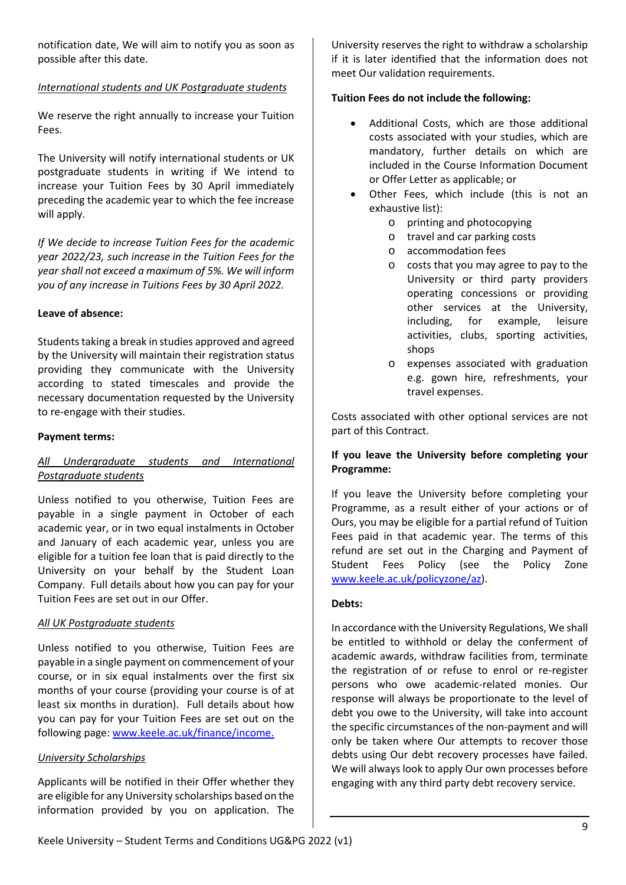notification date, We will aim to notify you as soon as possible after this date.

*International students and UK Postgraduate students*

We reserve the right annually to increase your Tuition Fees.

The University will notify international students or UK postgraduate students in writing if We intend to increase your Tuition Fees by 30 April immediately preceding the academic year to which the fee increase will apply.

*If We decide to increase Tuition Fees for the academic year 2022/23, such increase in the Tuition Fees for the year shall not exceed a maximum of 5%. We will inform you of any increase in Tuitions Fees by 30 April 2022.*

**Leave of absence:**

Students taking a break in studies approved and agreed by the University will maintain their registration status providing they communicate with the University according to stated timescales and provide the necessary documentation requested by the University to re-engage with their studies.

**Payment terms:**

*All Undergraduate students and International Postgraduate students*

Unless notified to you otherwise, Tuition Fees are payable in a single payment in October of each academic year, or in two equal instalments in October and January of each academic year, unless you are eligible for a tuition fee loan that is paid directly to the University on your behalf by the Student Loan Company. Full details about how you can pay for your Tuition Fees are set out in our Offer.

*All UK Postgraduate students*

Unless notified to you otherwise, Tuition Fees are payable in a single payment on commencement of your course, or in six equal instalments over the first six months of your course (providing your course is of at least six months in duration). Full details about how you can pay for your Tuition Fees are set out on the following page: www.keele.ac.uk/finance/income.

*University Scholarships*

Applicants will be notified in their Offer whether they are eligible for any University scholarships based on the information provided by you on application. The University reserves the right to withdraw a scholarship if it is later identified that the information does not meet Our validation requirements.

**Tuition Fees do not include the following:**

- Additional Costs, which are those additional costs associated with your studies, which are mandatory, further details on which are included in the Course Information Document or Offer Letter as applicable; or
- Other Fees, which include (this is not an exhaustive list):
  - printing and photocopying
  - travel and car parking costs
  - accommodation fees
  - costs that you may agree to pay to the University or third party providers operating concessions or providing other services at the University, including, for example, leisure activities, clubs, sporting activities, shops
  - expenses associated with graduation e.g. gown hire, refreshments, your travel expenses.

Costs associated with other optional services are not part of this Contract.

**If you leave the University before completing your Programme:**

If you leave the University before completing your Programme, as a result either of your actions or of Ours, you may be eligible for a partial refund of Tuition Fees paid in that academic year. The terms of this refund are set out in the Charging and Payment of Student Fees Policy (see the Policy Zone www.keele.ac.uk/policyzone/az).

**Debts:**

In accordance with the University Regulations, We shall be entitled to withhold or delay the conferment of academic awards, withdraw facilities from, terminate the registration of or refuse to enrol or re-register persons who owe academic-related monies. Our response will always be proportionate to the level of debt you owe to the University, will take into account the specific circumstances of the non-payment and will only be taken where Our attempts to recover those debts using Our debt recovery processes have failed. We will always look to apply Our own processes before engaging with any third party debt recovery service.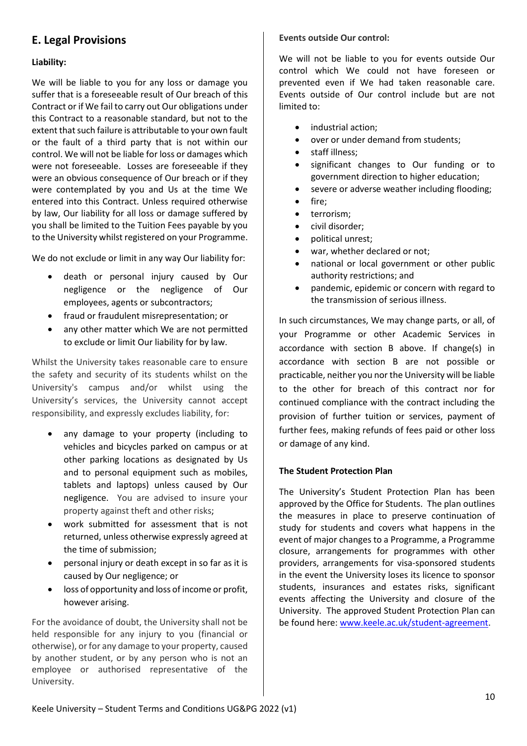## E. Legal Provisions

**Liability:**

We will be liable to you for any loss or damage you suffer that is a foreseeable result of Our breach of this Contract or if We fail to carry out Our obligations under this Contract to a reasonable standard, but not to the extent that such failure is attributable to your own fault or the fault of a third party that is not within our control. We will not be liable for loss or damages which were not foreseeable. Losses are foreseeable if they were an obvious consequence of Our breach or if they were contemplated by you and Us at the time We entered into this Contract. Unless required otherwise by law, Our liability for all loss or damage suffered by you shall be limited to the Tuition Fees payable by you to the University whilst registered on your Programme.

We do not exclude or limit in any way Our liability for:

- death or personal injury caused by Our negligence or the negligence of Our employees, agents or subcontractors;
- fraud or fraudulent misrepresentation; or
- any other matter which We are not permitted to exclude or limit Our liability for by law.

Whilst the University takes reasonable care to ensure the safety and security of its students whilst on the University's campus and/or whilst using the University's services, the University cannot accept responsibility, and expressly excludes liability, for:

- any damage to your property (including to vehicles and bicycles parked on campus or at other parking locations as designated by Us and to personal equipment such as mobiles, tablets and laptops) unless caused by Our negligence. You are advised to insure your property against theft and other risks;
- work submitted for assessment that is not returned, unless otherwise expressly agreed at the time of submission;
- personal injury or death except in so far as it is caused by Our negligence; or
- loss of opportunity and loss of income or profit, however arising.

For the avoidance of doubt, the University shall not be held responsible for any injury to you (financial or otherwise), or for any damage to your property, caused by another student, or by any person who is not an employee or authorised representative of the University.

**Events outside Our control:**

We will not be liable to you for events outside Our control which We could not have foreseen or prevented even if We had taken reasonable care. Events outside of Our control include but are not limited to:

- industrial action;
- over or under demand from students;
- staff illness;
- significant changes to Our funding or to government direction to higher education;
- severe or adverse weather including flooding;
- fire;
- terrorism;
- civil disorder;
- political unrest;
- war, whether declared or not;
- national or local government or other public authority restrictions; and
- pandemic, epidemic or concern with regard to the transmission of serious illness.

In such circumstances, We may change parts, or all, of your Programme or other Academic Services in accordance with section B above. If change(s) in accordance with section B are not possible or practicable, neither you nor the University will be liable to the other for breach of this contract nor for continued compliance with the contract including the provision of further tuition or services, payment of further fees, making refunds of fees paid or other loss or damage of any kind.

**The Student Protection Plan**

The University's Student Protection Plan has been approved by the Office for Students. The plan outlines the measures in place to preserve continuation of study for students and covers what happens in the event of major changes to a Programme, a Programme closure, arrangements for programmes with other providers, arrangements for visa-sponsored students in the event the University loses its licence to sponsor students, insurances and estates risks, significant events affecting the University and closure of the University. The approved Student Protection Plan can be found here: [www.keele.ac.uk/student-agreement](http://www.keele.ac.uk/student-agreement).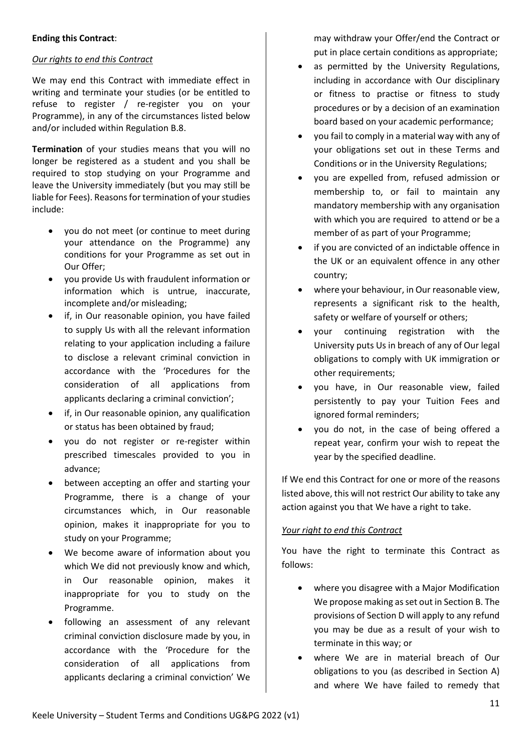**Ending this Contract**:

*Our rights to end this Contract*

We may end this Contract with immediate effect in writing and terminate your studies (or be entitled to refuse to register / re-register you on your Programme), in any of the circumstances listed below and/or included within Regulation B.8.

**Termination** of your studies means that you will no longer be registered as a student and you shall be required to stop studying on your Programme and leave the University immediately (but you may still be liable for Fees). Reasons for termination of your studies include:

- you do not meet (or continue to meet during your attendance on the Programme) any conditions for your Programme as set out in Our Offer;
- you provide Us with fraudulent information or information which is untrue, inaccurate, incomplete and/or misleading;
- if, in Our reasonable opinion, you have failed to supply Us with all the relevant information relating to your application including a failure to disclose a relevant criminal conviction in accordance with the 'Procedures for the consideration of all applications from applicants declaring a criminal conviction';
- if, in Our reasonable opinion, any qualification or status has been obtained by fraud;
- you do not register or re-register within prescribed timescales provided to you in advance;
- between accepting an offer and starting your Programme, there is a change of your circumstances which, in Our reasonable opinion, makes it inappropriate for you to study on your Programme;
- We become aware of information about you which We did not previously know and which, in Our reasonable opinion, makes it inappropriate for you to study on the Programme.
- following an assessment of any relevant criminal conviction disclosure made by you, in accordance with the 'Procedure for the consideration of all applications from applicants declaring a criminal conviction' We may withdraw your Offer/end the Contract or put in place certain conditions as appropriate;
- as permitted by the University Regulations, including in accordance with Our disciplinary or fitness to practise or fitness to study procedures or by a decision of an examination board based on your academic performance;
- you fail to comply in a material way with any of your obligations set out in these Terms and Conditions or in the University Regulations;
- you are expelled from, refused admission or membership to, or fail to maintain any mandatory membership with any organisation with which you are required to attend or be a member of as part of your Programme;
- if you are convicted of an indictable offence in the UK or an equivalent offence in any other country;
- where your behaviour, in Our reasonable view, represents a significant risk to the health, safety or welfare of yourself or others;
- your continuing registration with the University puts Us in breach of any of Our legal obligations to comply with UK immigration or other requirements;
- you have, in Our reasonable view, failed persistently to pay your Tuition Fees and ignored formal reminders;
- you do not, in the case of being offered a repeat year, confirm your wish to repeat the year by the specified deadline.

If We end this Contract for one or more of the reasons listed above, this will not restrict Our ability to take any action against you that We have a right to take.

*Your right to end this Contract*

You have the right to terminate this Contract as follows:

- where you disagree with a Major Modification We propose making as set out in Section B. The provisions of Section D will apply to any refund you may be due as a result of your wish to terminate in this way; or
- where We are in material breach of Our obligations to you (as described in Section A) and where We have failed to remedy that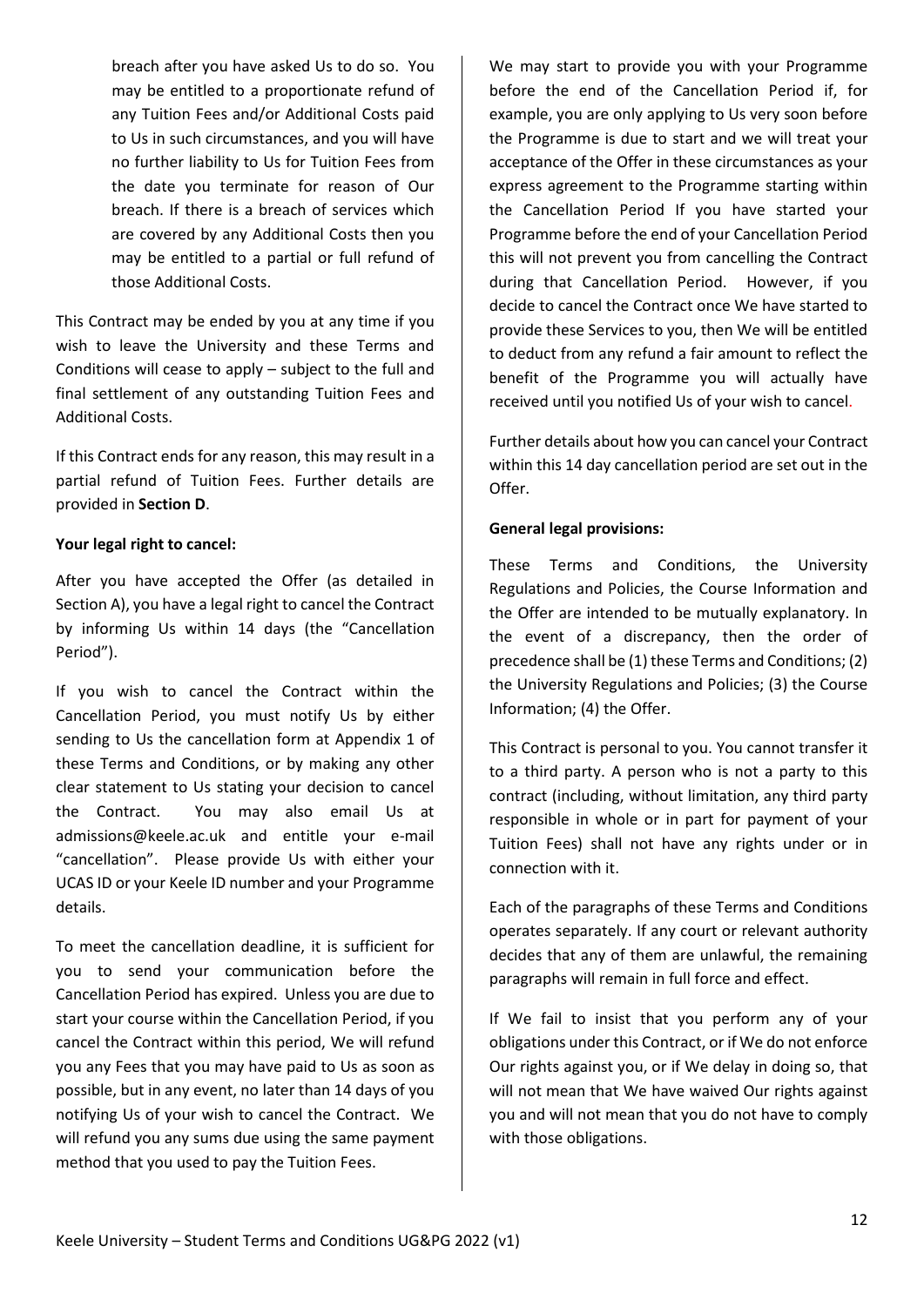breach after you have asked Us to do so. You may be entitled to a proportionate refund of any Tuition Fees and/or Additional Costs paid to Us in such circumstances, and you will have no further liability to Us for Tuition Fees from the date you terminate for reason of Our breach. If there is a breach of services which are covered by any Additional Costs then you may be entitled to a partial or full refund of those Additional Costs.

This Contract may be ended by you at any time if you wish to leave the University and these Terms and Conditions will cease to apply – subject to the full and final settlement of any outstanding Tuition Fees and Additional Costs.

If this Contract ends for any reason, this may result in a partial refund of Tuition Fees. Further details are provided in **Section D**.

**Your legal right to cancel:**

After you have accepted the Offer (as detailed in Section A), you have a legal right to cancel the Contract by informing Us within 14 days (the "Cancellation Period").

If you wish to cancel the Contract within the Cancellation Period, you must notify Us by either sending to Us the cancellation form at Appendix 1 of these Terms and Conditions, or by making any other clear statement to Us stating your decision to cancel the Contract. You may also email Us at admissions@keele.ac.uk and entitle your e-mail "cancellation". Please provide Us with either your UCAS ID or your Keele ID number and your Programme details.

To meet the cancellation deadline, it is sufficient for you to send your communication before the Cancellation Period has expired. Unless you are due to start your course within the Cancellation Period, if you cancel the Contract within this period, We will refund you any Fees that you may have paid to Us as soon as possible, but in any event, no later than 14 days of you notifying Us of your wish to cancel the Contract. We will refund you any sums due using the same payment method that you used to pay the Tuition Fees.

We may start to provide you with your Programme before the end of the Cancellation Period if, for example, you are only applying to Us very soon before the Programme is due to start and we will treat your acceptance of the Offer in these circumstances as your express agreement to the Programme starting within the Cancellation Period If you have started your Programme before the end of your Cancellation Period this will not prevent you from cancelling the Contract during that Cancellation Period. However, if you decide to cancel the Contract once We have started to provide these Services to you, then We will be entitled to deduct from any refund a fair amount to reflect the benefit of the Programme you will actually have received until you notified Us of your wish to cancel.

Further details about how you can cancel your Contract within this 14 day cancellation period are set out in the Offer.

**General legal provisions:**

These Terms and Conditions, the University Regulations and Policies, the Course Information and the Offer are intended to be mutually explanatory. In the event of a discrepancy, then the order of precedence shall be (1) these Terms and Conditions; (2) the University Regulations and Policies; (3) the Course Information; (4) the Offer.

This Contract is personal to you. You cannot transfer it to a third party. A person who is not a party to this contract (including, without limitation, any third party responsible in whole or in part for payment of your Tuition Fees) shall not have any rights under or in connection with it.

Each of the paragraphs of these Terms and Conditions operates separately. If any court or relevant authority decides that any of them are unlawful, the remaining paragraphs will remain in full force and effect.

If We fail to insist that you perform any of your obligations under this Contract, or if We do not enforce Our rights against you, or if We delay in doing so, that will not mean that We have waived Our rights against you and will not mean that you do not have to comply with those obligations.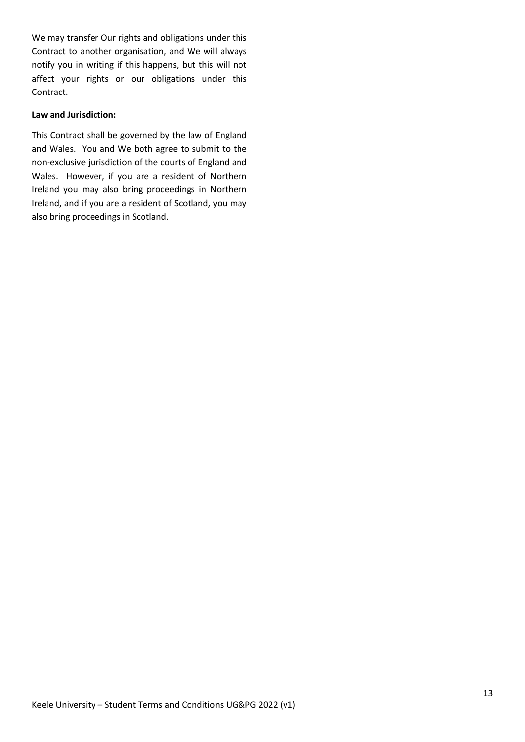We may transfer Our rights and obligations under this Contract to another organisation, and We will always notify you in writing if this happens, but this will not affect your rights or our obligations under this Contract.

**Law and Jurisdiction:**

This Contract shall be governed by the law of England and Wales. You and We both agree to submit to the non-exclusive jurisdiction of the courts of England and Wales. However, if you are a resident of Northern Ireland you may also bring proceedings in Northern Ireland, and if you are a resident of Scotland, you may also bring proceedings in Scotland.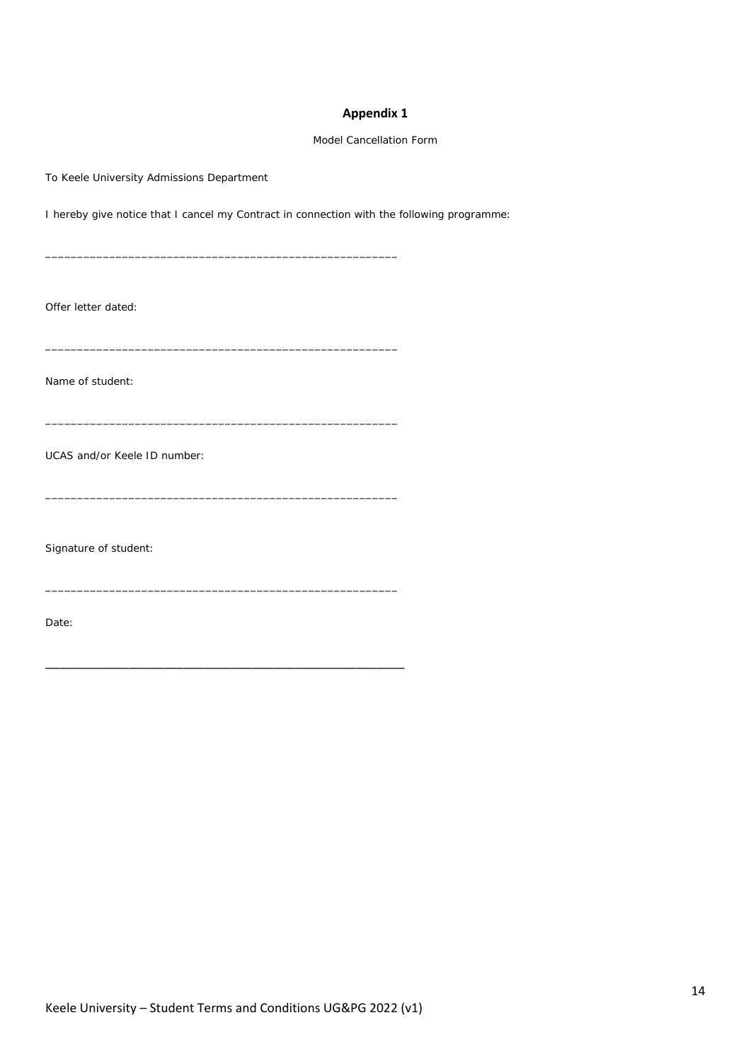## Appendix 1

Model Cancellation Form

To Keele University Admissions Department

I hereby give notice that I cancel my Contract in connection with the following programme:

_______________________________________________________

Offer letter dated:

_______________________________________________________

Name of student:

_______________________________________________________

UCAS and/or Keele ID number:

_______________________________________________________

Signature of student:

_______________________________________________________

Date:

_______________________________________________________